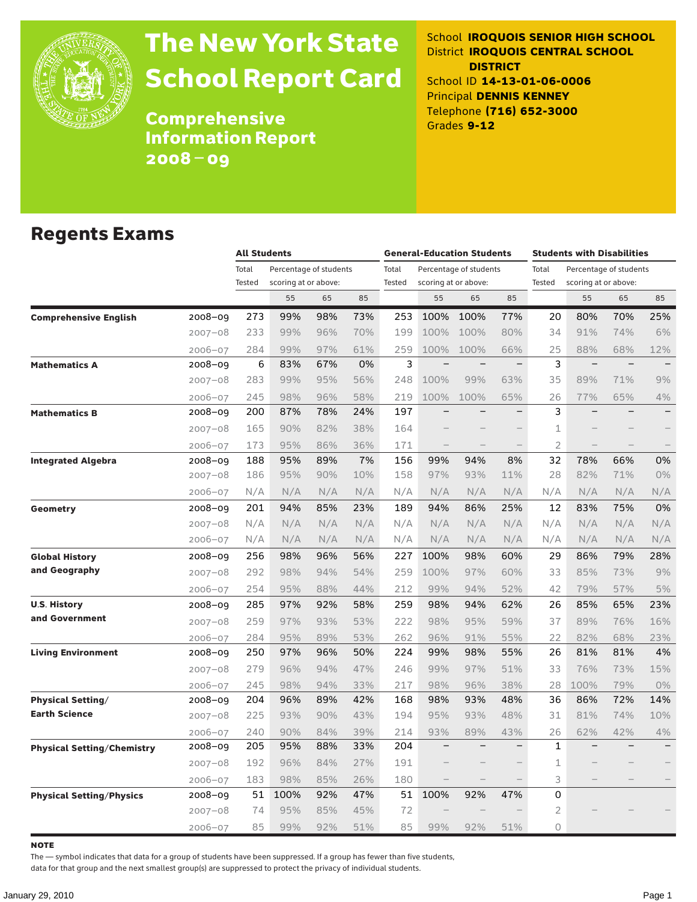# The New York State School Report Card

## Comprehensive Information Report 2008 – 09

School **IROQUOIS SENIOR HIGH SCHOOL**
District **IROQUOIS CENTRAL SCHOOL DISTRICT**
School ID **14-13-01-06-0006**
Principal **DENNIS KENNEY**
Telephone **(716) 652-3000**
Grades **9-12**

## Regents Exams

| | | All Students | | | | General-Education Students | | | | Students with Disabilities | | | |
|---|---|---|---|---|---|---|---|---|---|---|---|---|---|
| | | Total Tested | Percentage of students scoring at or above: | | | Total Tested | Percentage of students scoring at or above: | | | Total Tested | Percentage of students scoring at or above: | | |
| | | | 55 | 65 | 85 | | 55 | 65 | 85 | | 55 | 65 | 85 |
| **Comprehensive English** | 2008–09 | 273 | 99% | 98% | 73% | 253 | 100% | 100% | 77% | 20 | 80% | 70% | 25% |
| | 2007–08 | 233 | 99% | 96% | 70% | 199 | 100% | 100% | 80% | 34 | 91% | 74% | 6% |
| | 2006–07 | 284 | 99% | 97% | 61% | 259 | 100% | 100% | 66% | 25 | 88% | 68% | 12% |
| **Mathematics A** | 2008–09 | 6 | 83% | 67% | 0% | 3 | – | – | – | 3 | – | – | – |
| | 2007–08 | 283 | 99% | 95% | 56% | 248 | 100% | 99% | 63% | 35 | 89% | 71% | 9% |
| | 2006–07 | 245 | 98% | 96% | 58% | 219 | 100% | 100% | 65% | 26 | 77% | 65% | 4% |
| **Mathematics B** | 2008–09 | 200 | 87% | 78% | 24% | 197 | – | – | – | 3 | – | – | – |
| | 2007–08 | 165 | 90% | 82% | 38% | 164 | – | – | – | 1 | – | – | – |
| | 2006–07 | 173 | 95% | 86% | 36% | 171 | – | – | – | 2 | – | – | – |
| **Integrated Algebra** | 2008–09 | 188 | 95% | 89% | 7% | 156 | 99% | 94% | 8% | 32 | 78% | 66% | 0% |
| | 2007–08 | 186 | 95% | 90% | 10% | 158 | 97% | 93% | 11% | 28 | 82% | 71% | 0% |
| | 2006–07 | N/A | N/A | N/A | N/A | N/A | N/A | N/A | N/A | N/A | N/A | N/A | N/A |
| **Geometry** | 2008–09 | 201 | 94% | 85% | 23% | 189 | 94% | 86% | 25% | 12 | 83% | 75% | 0% |
| | 2007–08 | N/A | N/A | N/A | N/A | N/A | N/A | N/A | N/A | N/A | N/A | N/A | N/A |
| | 2006–07 | N/A | N/A | N/A | N/A | N/A | N/A | N/A | N/A | N/A | N/A | N/A | N/A |
| **Global History and Geography** | 2008–09 | 256 | 98% | 96% | 56% | 227 | 100% | 98% | 60% | 29 | 86% | 79% | 28% |
| | 2007–08 | 292 | 98% | 94% | 54% | 259 | 100% | 97% | 60% | 33 | 85% | 73% | 9% |
| | 2006–07 | 254 | 95% | 88% | 44% | 212 | 99% | 94% | 52% | 42 | 79% | 57% | 5% |
| **U.S. History and Government** | 2008–09 | 285 | 97% | 92% | 58% | 259 | 98% | 94% | 62% | 26 | 85% | 65% | 23% |
| | 2007–08 | 259 | 97% | 93% | 53% | 222 | 98% | 95% | 59% | 37 | 89% | 76% | 16% |
| | 2006–07 | 284 | 95% | 89% | 53% | 262 | 96% | 91% | 55% | 22 | 82% | 68% | 23% |
| **Living Environment** | 2008–09 | 250 | 97% | 96% | 50% | 224 | 99% | 98% | 55% | 26 | 81% | 81% | 4% |
| | 2007–08 | 279 | 96% | 94% | 47% | 246 | 99% | 97% | 51% | 33 | 76% | 73% | 15% |
| | 2006–07 | 245 | 98% | 94% | 33% | 217 | 98% | 96% | 38% | 28 | 100% | 79% | 0% |
| **Physical Setting/ Earth Science** | 2008–09 | 204 | 96% | 89% | 42% | 168 | 98% | 93% | 48% | 36 | 86% | 72% | 14% |
| | 2007–08 | 225 | 93% | 90% | 43% | 194 | 95% | 93% | 48% | 31 | 81% | 74% | 10% |
| | 2006–07 | 240 | 90% | 84% | 39% | 214 | 93% | 89% | 43% | 26 | 62% | 42% | 4% |
| **Physical Setting/Chemistry** | 2008–09 | 205 | 95% | 88% | 33% | 204 | – | – | – | 1 | – | – | – |
| | 2007–08 | 192 | 96% | 84% | 27% | 191 | – | – | – | 1 | – | – | – |
| | 2006–07 | 183 | 98% | 85% | 26% | 180 | – | – | – | 3 | – | – | – |
| **Physical Setting/Physics** | 2008–09 | 51 | 100% | 92% | 47% | 51 | 100% | 92% | 47% | 0 | | | |
| | 2007–08 | 74 | 95% | 85% | 45% | 72 | – | – | – | 2 | – | – | – |
| | 2006–07 | 85 | 99% | 92% | 51% | 85 | 99% | 92% | 51% | 0 | | | |

**NOTE**

The — symbol indicates that data for a group of students have been suppressed. If a group has fewer than five students, data for that group and the next smallest group(s) are suppressed to protect the privacy of individual students.

January 29, 2010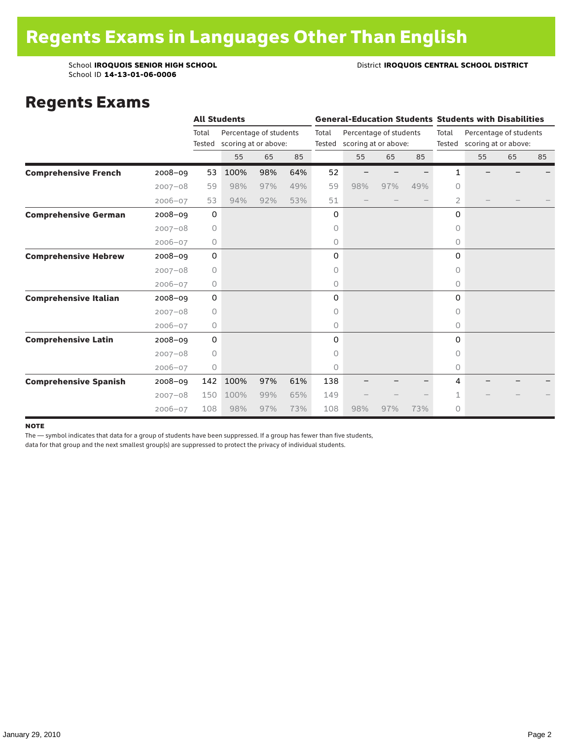# Regents Exams in Languages Other Than English

School **IROQUOIS SENIOR HIGH SCHOOL**
School ID **14-13-01-06-0006**

District **IROQUOIS CENTRAL SCHOOL DISTRICT**

## Regents Exams

| | | All Students | | | | General-Education Students | | | | Students with Disabilities | | | |
|---|---|---|---|---|---|---|---|---|---|---|---|---|---|
| | | Total Tested | Percentage of students scoring at or above: | | | Total Tested | Percentage of students scoring at or above: | | | Total Tested | Percentage of students scoring at or above: | | |
| | | | 55 | 65 | 85 | | 55 | 65 | 85 | | 55 | 65 | 85 |
| **Comprehensive French** | 2008–09 | 53 | 100% | 98% | 64% | 52 | – | – | – | 1 | – | – | – |
| | 2007–08 | 59 | 98% | 97% | 49% | 59 | 98% | 97% | 49% | 0 | | | |
| | 2006–07 | 53 | 94% | 92% | 53% | 51 | – | – | – | 2 | – | – | – |
| **Comprehensive German** | 2008–09 | 0 | | | | 0 | | | | 0 | | | |
| | 2007–08 | 0 | | | | 0 | | | | 0 | | | |
| | 2006–07 | 0 | | | | 0 | | | | 0 | | | |
| **Comprehensive Hebrew** | 2008–09 | 0 | | | | 0 | | | | 0 | | | |
| | 2007–08 | 0 | | | | 0 | | | | 0 | | | |
| | 2006–07 | 0 | | | | 0 | | | | 0 | | | |
| **Comprehensive Italian** | 2008–09 | 0 | | | | 0 | | | | 0 | | | |
| | 2007–08 | 0 | | | | 0 | | | | 0 | | | |
| | 2006–07 | 0 | | | | 0 | | | | 0 | | | |
| **Comprehensive Latin** | 2008–09 | 0 | | | | 0 | | | | 0 | | | |
| | 2007–08 | 0 | | | | 0 | | | | 0 | | | |
| | 2006–07 | 0 | | | | 0 | | | | 0 | | | |
| **Comprehensive Spanish** | 2008–09 | 142 | 100% | 97% | 61% | 138 | – | – | – | 4 | – | – | – |
| | 2007–08 | 150 | 100% | 99% | 65% | 149 | – | – | – | 1 | – | – | – |
| | 2006–07 | 108 | 98% | 97% | 73% | 108 | 98% | 97% | 73% | 0 | | | |

**NOTE**

The — symbol indicates that data for a group of students have been suppressed. If a group has fewer than five students, data for that group and the next smallest group(s) are suppressed to protect the privacy of individual students.

January 29, 2010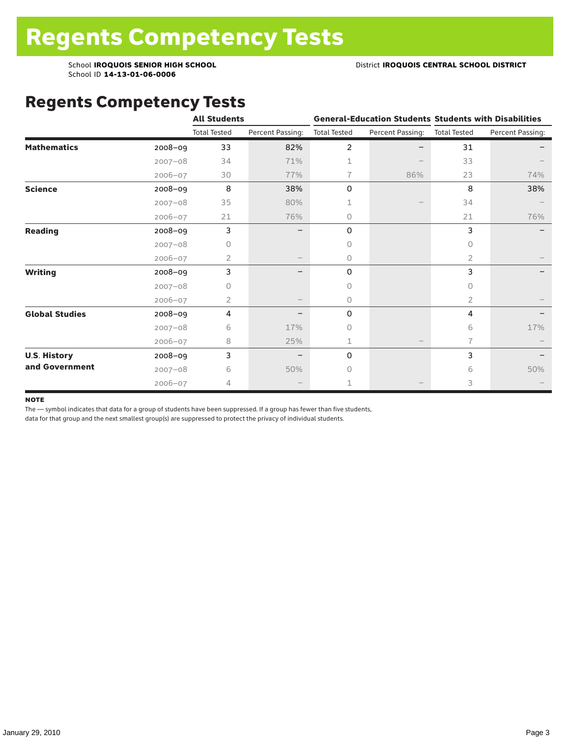# Regents Competency Tests

School **IROQUOIS SENIOR HIGH SCHOOL**
School ID **14-13-01-06-0006**

District **IROQUOIS CENTRAL SCHOOL DISTRICT**

## Regents Competency Tests

| | | All Students | | General-Education Students | | Students with Disabilities | |
|---|---|---|---|---|---|---|---|
| | | Total Tested | Percent Passing: | Total Tested | Percent Passing: | Total Tested | Percent Passing: |
| **Mathematics** | 2008–09 | 33 | 82% | 2 | – | 31 | – |
| | 2007–08 | 34 | 71% | 1 | – | 33 | – |
| | 2006–07 | 30 | 77% | 7 | 86% | 23 | 74% |
| **Science** | 2008–09 | 8 | 38% | 0 | | 8 | 38% |
| | 2007–08 | 35 | 80% | 1 | – | 34 | – |
| | 2006–07 | 21 | 76% | 0 | | 21 | 76% |
| **Reading** | 2008–09 | 3 | – | 0 | | 3 | – |
| | 2007–08 | 0 | | 0 | | 0 | |
| | 2006–07 | 2 | – | 0 | | 2 | – |
| **Writing** | 2008–09 | 3 | – | 0 | | 3 | – |
| | 2007–08 | 0 | | 0 | | 0 | |
| | 2006–07 | 2 | – | 0 | | 2 | – |
| **Global Studies** | 2008–09 | 4 | – | 0 | | 4 | – |
| | 2007–08 | 6 | 17% | 0 | | 6 | 17% |
| | 2006–07 | 8 | 25% | 1 | – | 7 | – |
| **U.S. History and Government** | 2008–09 | 3 | – | 0 | | 3 | – |
| | 2007–08 | 6 | 50% | 0 | | 6 | 50% |
| | 2006–07 | 4 | – | 1 | – | 3 | – |

**NOTE**

The — symbol indicates that data for a group of students have been suppressed. If a group has fewer than five students, data for that group and the next smallest group(s) are suppressed to protect the privacy of individual students.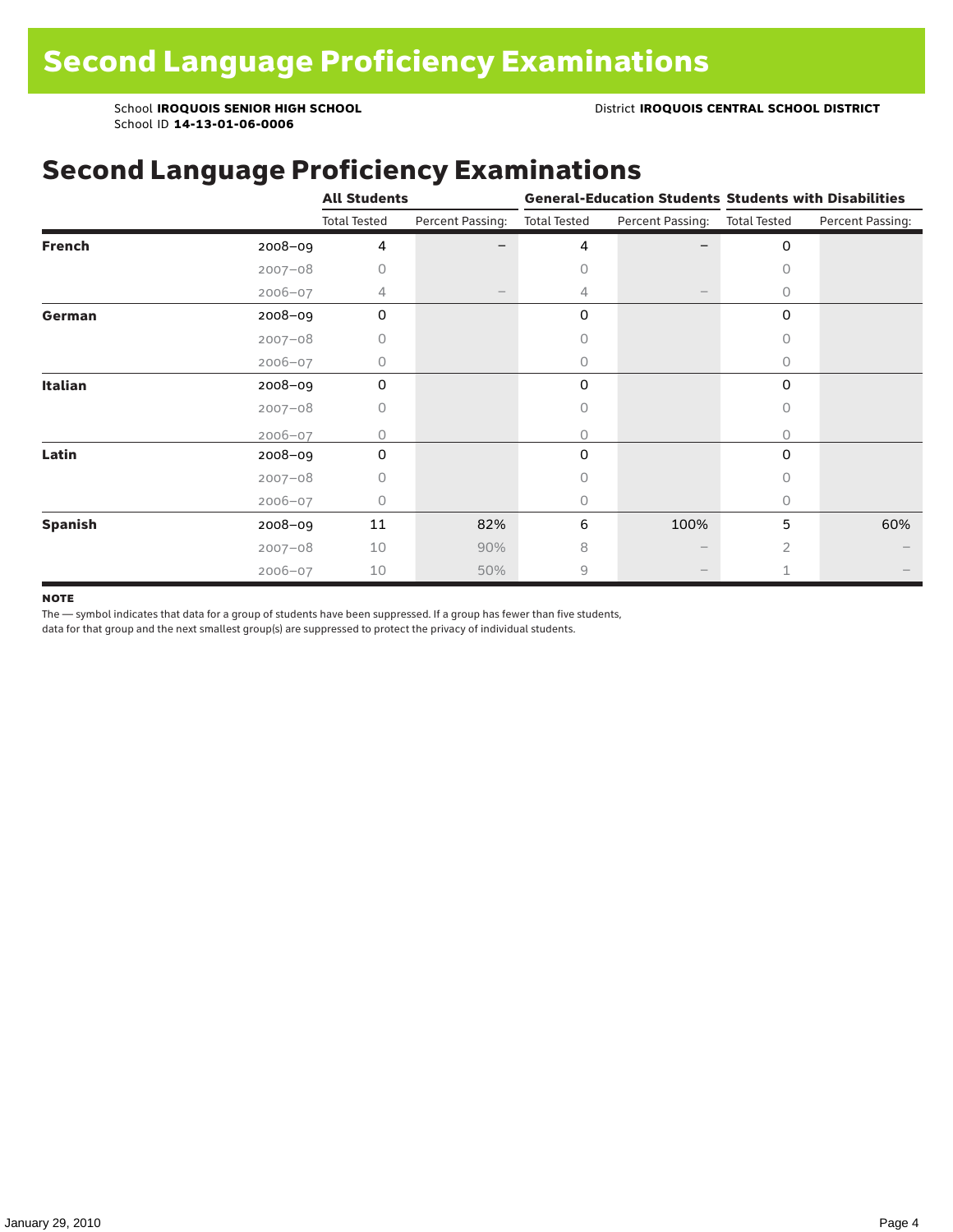# Second Language Proficiency Examinations

School **IROQUOIS SENIOR HIGH SCHOOL**
School ID **14-13-01-06-0006**

District **IROQUOIS CENTRAL SCHOOL DISTRICT**

## Second Language Proficiency Examinations

| | | All Students | | General-Education Students | | Students with Disabilities | |
|---|---|---|---|---|---|---|---|
| | | Total Tested | Percent Passing: | Total Tested | Percent Passing: | Total Tested | Percent Passing: |
| **French** | 2008–09 | 4 | – | 4 | – | 0 | |
| | 2007–08 | 0 | | 0 | | 0 | |
| | 2006–07 | 4 | – | 4 | – | 0 | |
| **German** | 2008–09 | 0 | | 0 | | 0 | |
| | 2007–08 | 0 | | 0 | | 0 | |
| | 2006–07 | 0 | | 0 | | 0 | |
| **Italian** | 2008–09 | 0 | | 0 | | 0 | |
| | 2007–08 | 0 | | 0 | | 0 | |
| | 2006–07 | 0 | | 0 | | 0 | |
| **Latin** | 2008–09 | 0 | | 0 | | 0 | |
| | 2007–08 | 0 | | 0 | | 0 | |
| | 2006–07 | 0 | | 0 | | 0 | |
| **Spanish** | 2008–09 | 11 | 82% | 6 | 100% | 5 | 60% |
| | 2007–08 | 10 | 90% | 8 | – | 2 | – |
| | 2006–07 | 10 | 50% | 9 | – | 1 | – |

**NOTE**

The — symbol indicates that data for a group of students have been suppressed. If a group has fewer than five students, data for that group and the next smallest group(s) are suppressed to protect the privacy of individual students.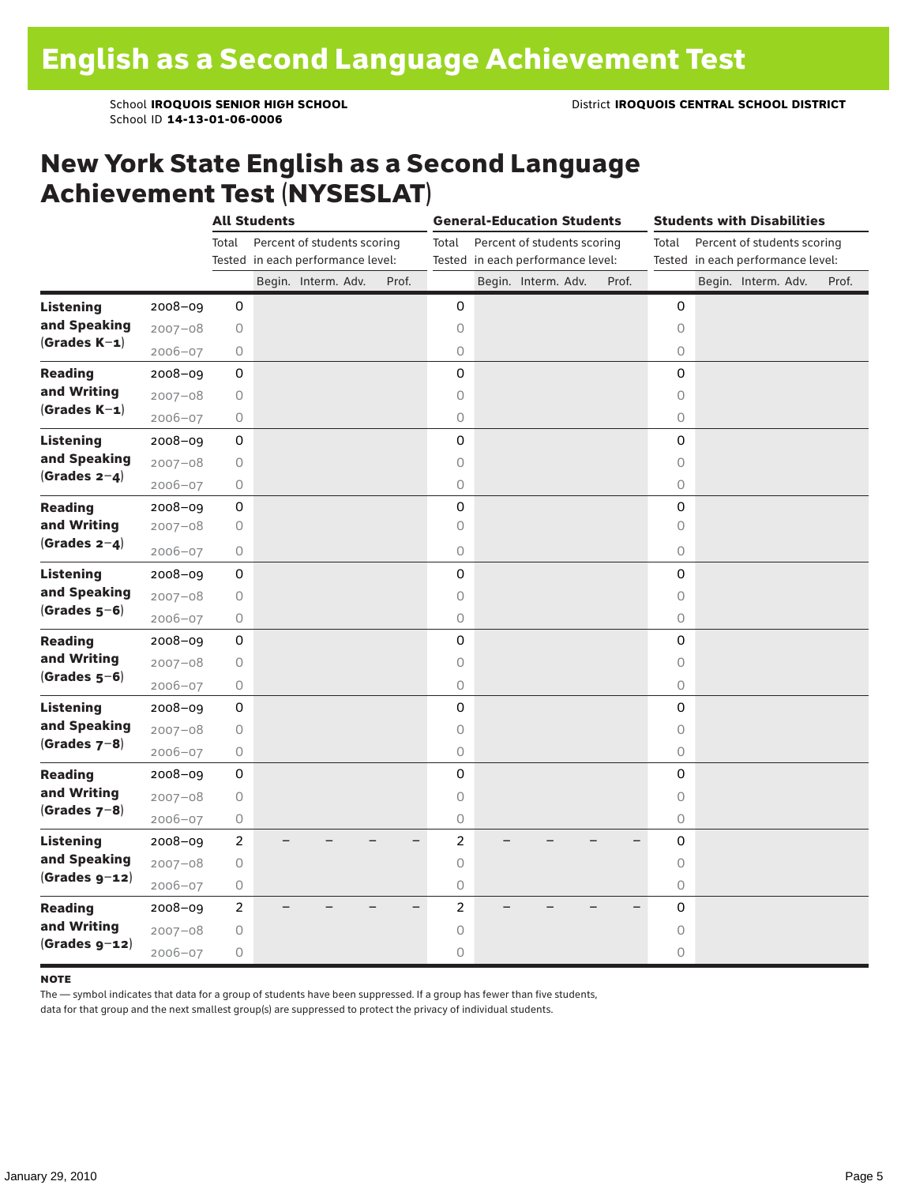# English as a Second Language Achievement Test

School **IROQUOIS SENIOR HIGH SCHOOL**
School ID **14-13-01-06-0006**

District **IROQUOIS CENTRAL SCHOOL DISTRICT**

## New York State English as a Second Language Achievement Test (NYSESLAT)

| | | All Students | | | | | General-Education Students | | | | | Students with Disabilities | | | | |
|---|---|---|---|---|---|---|---|---|---|---|---|---|---|---|---|---|
| | | Total Tested | Percent of students scoring in each performance level: | | | | Total Tested | Percent of students scoring in each performance level: | | | | Total Tested | Percent of students scoring in each performance level: | | | |
| | | | Begin. | Interm. | Adv. | Prof. | | Begin. | Interm. | Adv. | Prof. | | Begin. | Interm. | Adv. | Prof. |
| **Listening and Speaking (Grades K–1)** | 2008–09 | 0 | | | | | 0 | | | | | 0 | | | | |
| | 2007–08 | 0 | | | | | 0 | | | | | 0 | | | | |
| | 2006–07 | 0 | | | | | 0 | | | | | 0 | | | | |
| **Reading and Writing (Grades K–1)** | 2008–09 | 0 | | | | | 0 | | | | | 0 | | | | |
| | 2007–08 | 0 | | | | | 0 | | | | | 0 | | | | |
| | 2006–07 | 0 | | | | | 0 | | | | | 0 | | | | |
| **Listening and Speaking (Grades 2–4)** | 2008–09 | 0 | | | | | 0 | | | | | 0 | | | | |
| | 2007–08 | 0 | | | | | 0 | | | | | 0 | | | | |
| | 2006–07 | 0 | | | | | 0 | | | | | 0 | | | | |
| **Reading and Writing (Grades 2–4)** | 2008–09 | 0 | | | | | 0 | | | | | 0 | | | | |
| | 2007–08 | 0 | | | | | 0 | | | | | 0 | | | | |
| | 2006–07 | 0 | | | | | 0 | | | | | 0 | | | | |
| **Listening and Speaking (Grades 5–6)** | 2008–09 | 0 | | | | | 0 | | | | | 0 | | | | |
| | 2007–08 | 0 | | | | | 0 | | | | | 0 | | | | |
| | 2006–07 | 0 | | | | | 0 | | | | | 0 | | | | |
| **Reading and Writing (Grades 5–6)** | 2008–09 | 0 | | | | | 0 | | | | | 0 | | | | |
| | 2007–08 | 0 | | | | | 0 | | | | | 0 | | | | |
| | 2006–07 | 0 | | | | | 0 | | | | | 0 | | | | |
| **Listening and Speaking (Grades 7–8)** | 2008–09 | 0 | | | | | 0 | | | | | 0 | | | | |
| | 2007–08 | 0 | | | | | 0 | | | | | 0 | | | | |
| | 2006–07 | 0 | | | | | 0 | | | | | 0 | | | | |
| **Reading and Writing (Grades 7–8)** | 2008–09 | 0 | | | | | 0 | | | | | 0 | | | | |
| | 2007–08 | 0 | | | | | 0 | | | | | 0 | | | | |
| | 2006–07 | 0 | | | | | 0 | | | | | 0 | | | | |
| **Listening and Speaking (Grades 9–12)** | 2008–09 | 2 | – | – | – | – | 2 | – | – | – | – | 0 | | | | |
| | 2007–08 | 0 | | | | | 0 | | | | | 0 | | | | |
| | 2006–07 | 0 | | | | | 0 | | | | | 0 | | | | |
| **Reading and Writing (Grades 9–12)** | 2008–09 | 2 | – | – | – | – | 2 | – | – | – | – | 0 | | | | |
| | 2007–08 | 0 | | | | | 0 | | | | | 0 | | | | |
| | 2006–07 | 0 | | | | | 0 | | | | | 0 | | | | |

**NOTE**

The — symbol indicates that data for a group of students have been suppressed. If a group has fewer than five students, data for that group and the next smallest group(s) are suppressed to protect the privacy of individual students.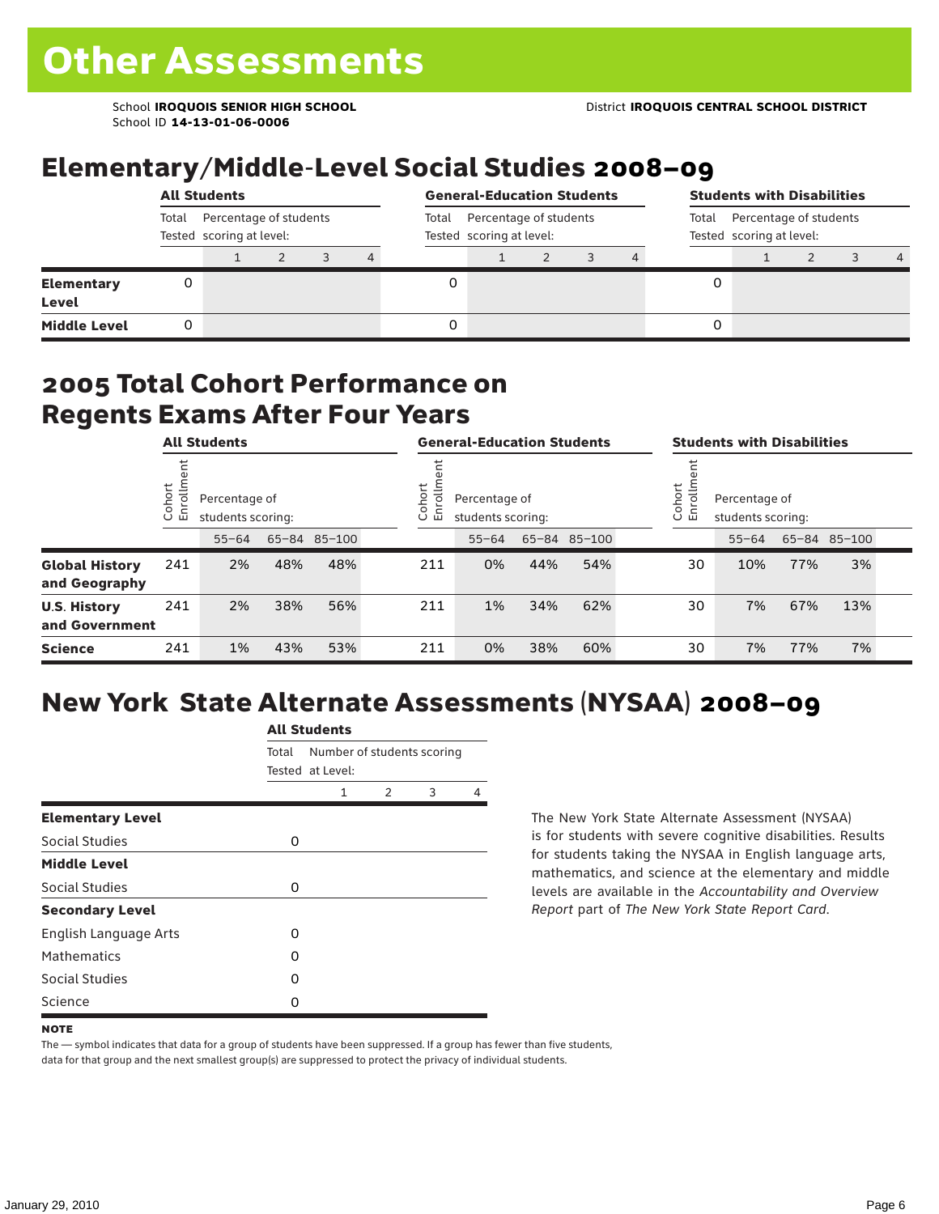# Other Assessments

School **IROQUOIS SENIOR HIGH SCHOOL**
School ID **14-13-01-06-0006**

District **IROQUOIS CENTRAL SCHOOL DISTRICT**

## Elementary/Middle-Level Social Studies 2008–09

| | All Students | | | | | General-Education Students | | | | | Students with Disabilities | | | | |
|---|---|---|---|---|---|---|---|---|---|---|---|---|---|---|---|
| | Total Tested | Percentage of students scoring at level: | | | | Total Tested | Percentage of students scoring at level: | | | | Total Tested | Percentage of students scoring at level: | | | |
| | | 1 | 2 | 3 | 4 | | 1 | 2 | 3 | 4 | | 1 | 2 | 3 | 4 |
| **Elementary Level** | 0 | | | | | 0 | | | | | 0 | | | | |
| **Middle Level** | 0 | | | | | 0 | | | | | 0 | | | | |

## 2005 Total Cohort Performance on Regents Exams After Four Years

| | All Students | | | | General-Education Students | | | | Students with Disabilities | | | |
|---|---|---|---|---|---|---|---|---|---|---|---|---|
| | Cohort Enrollment | Percentage of students scoring: | | | Cohort Enrollment | Percentage of students scoring: | | | Cohort Enrollment | Percentage of students scoring: | | |
| | | 55–64 | 65–84 | 85–100 | | 55–64 | 65–84 | 85–100 | | 55–64 | 65–84 | 85–100 |
| **Global History and Geography** | 241 | 2% | 48% | 48% | 211 | 0% | 44% | 54% | 30 | 10% | 77% | 3% |
| **U.S. History and Government** | 241 | 2% | 38% | 56% | 211 | 1% | 34% | 62% | 30 | 7% | 67% | 13% |
| **Science** | 241 | 1% | 43% | 53% | 211 | 0% | 38% | 60% | 30 | 7% | 77% | 7% |

## New York State Alternate Assessments (NYSAA) 2008–09

| | All Students | | | | |
|---|---|---|---|---|---|
| | Total Tested | Number of students scoring at Level: | | | |
| | | 1 | 2 | 3 | 4 |
| **Elementary Level** | | | | | |
| Social Studies | 0 | | | | |
| **Middle Level** | | | | | |
| Social Studies | 0 | | | | |
| **Secondary Level** | | | | | |
| English Language Arts | 0 | | | | |
| Mathematics | 0 | | | | |
| Social Studies | 0 | | | | |
| Science | 0 | | | | |

The New York State Alternate Assessment (NYSAA) is for students with severe cognitive disabilities. Results for students taking the NYSAA in English language arts, mathematics, and science at the elementary and middle levels are available in the *Accountability and Overview Report* part of *The New York State Report Card*.

**NOTE**

The — symbol indicates that data for a group of students have been suppressed. If a group has fewer than five students, data for that group and the next smallest group(s) are suppressed to protect the privacy of individual students.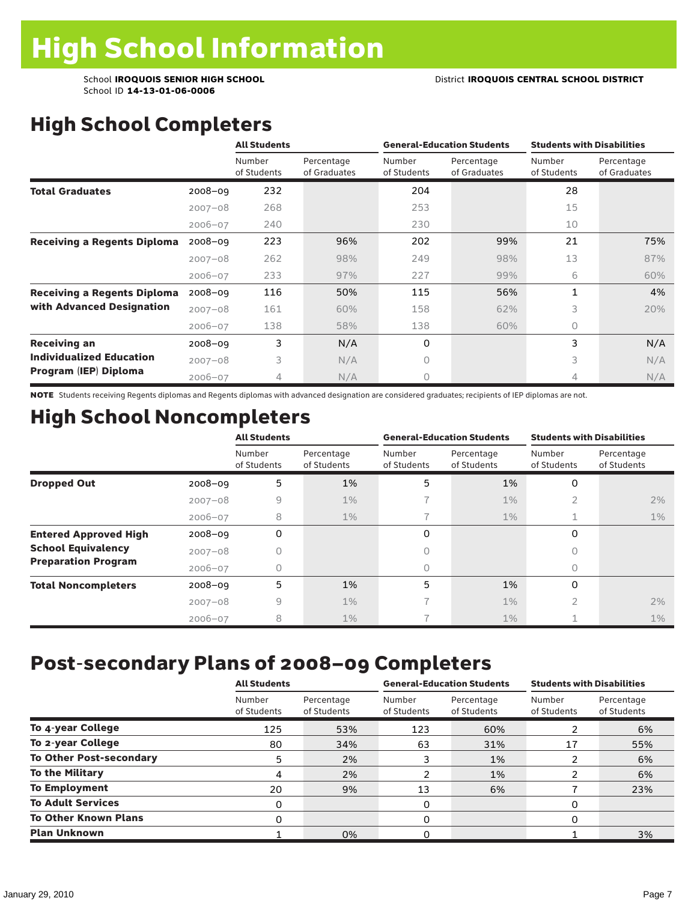# High School Information

School **IROQUOIS SENIOR HIGH SCHOOL**
School ID **14-13-01-06-0006**

District **IROQUOIS CENTRAL SCHOOL DISTRICT**

## High School Completers

| | | All Students | | General-Education Students | | Students with Disabilities | |
|---|---|---|---|---|---|---|---|
| | | Number of Students | Percentage of Graduates | Number of Students | Percentage of Graduates | Number of Students | Percentage of Graduates |
| **Total Graduates** | 2008–09 | 232 | | 204 | | 28 | |
| | 2007–08 | 268 | | 253 | | 15 | |
| | 2006–07 | 240 | | 230 | | 10 | |
| **Receiving a Regents Diploma** | 2008–09 | 223 | 96% | 202 | 99% | 21 | 75% |
| | 2007–08 | 262 | 98% | 249 | 98% | 13 | 87% |
| | 2006–07 | 233 | 97% | 227 | 99% | 6 | 60% |
| **Receiving a Regents Diploma with Advanced Designation** | 2008–09 | 116 | 50% | 115 | 56% | 1 | 4% |
| | 2007–08 | 161 | 60% | 158 | 62% | 3 | 20% |
| | 2006–07 | 138 | 58% | 138 | 60% | 0 | |
| **Receiving an Individualized Education Program (IEP) Diploma** | 2008–09 | 3 | N/A | 0 | | 3 | N/A |
| | 2007–08 | 3 | N/A | 0 | | 3 | N/A |
| | 2006–07 | 4 | N/A | 0 | | 4 | N/A |

**NOTE** Students receiving Regents diplomas and Regents diplomas with advanced designation are considered graduates; recipients of IEP diplomas are not.

## High School Noncompleters

| | | All Students | | General-Education Students | | Students with Disabilities | |
|---|---|---|---|---|---|---|---|
| | | Number of Students | Percentage of Students | Number of Students | Percentage of Students | Number of Students | Percentage of Students |
| **Dropped Out** | 2008–09 | 5 | 1% | 5 | 1% | 0 | |
| | 2007–08 | 9 | 1% | 7 | 1% | 2 | 2% |
| | 2006–07 | 8 | 1% | 7 | 1% | 1 | 1% |
| **Entered Approved High School Equivalency Preparation Program** | 2008–09 | 0 | | 0 | | 0 | |
| | 2007–08 | 0 | | 0 | | 0 | |
| | 2006–07 | 0 | | 0 | | 0 | |
| **Total Noncompleters** | 2008–09 | 5 | 1% | 5 | 1% | 0 | |
| | 2007–08 | 9 | 1% | 7 | 1% | 2 | 2% |
| | 2006–07 | 8 | 1% | 7 | 1% | 1 | 1% |

## Post-secondary Plans of 2008–09 Completers

| | All Students | | General-Education Students | | Students with Disabilities | |
|---|---|---|---|---|---|---|
| | Number of Students | Percentage of Students | Number of Students | Percentage of Students | Number of Students | Percentage of Students |
| **To 4-year College** | 125 | 53% | 123 | 60% | 2 | 6% |
| **To 2-year College** | 80 | 34% | 63 | 31% | 17 | 55% |
| **To Other Post-secondary** | 5 | 2% | 3 | 1% | 2 | 6% |
| **To the Military** | 4 | 2% | 2 | 1% | 2 | 6% |
| **To Employment** | 20 | 9% | 13 | 6% | 7 | 23% |
| **To Adult Services** | 0 | | 0 | | 0 | |
| **To Other Known Plans** | 0 | | 0 | | 0 | |
| **Plan Unknown** | 1 | 0% | 0 | | 1 | 3% |

January 29, 2010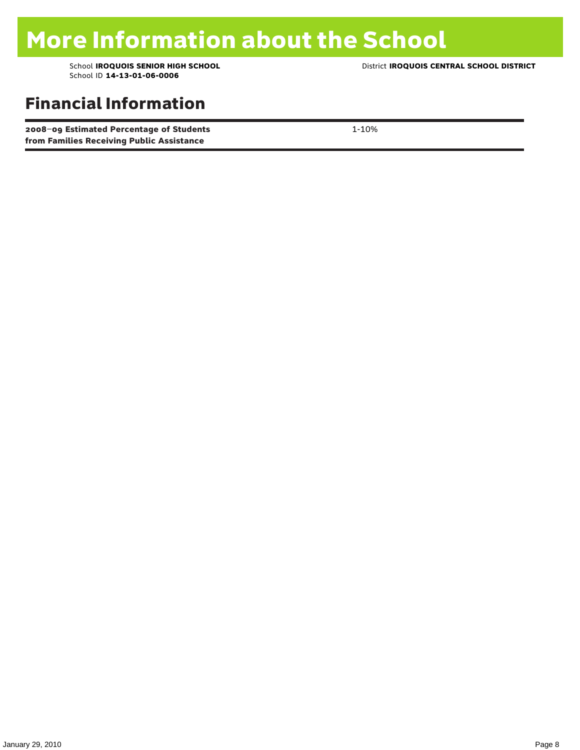# More Information about the School

School **IROQUOIS SENIOR HIGH SCHOOL**
School ID **14-13-01-06-0006**

District **IROQUOIS CENTRAL SCHOOL DISTRICT**

## Financial Information

| | |
|---|---|
| **2008–09 Estimated Percentage of Students from Families Receiving Public Assistance** | 1-10% |